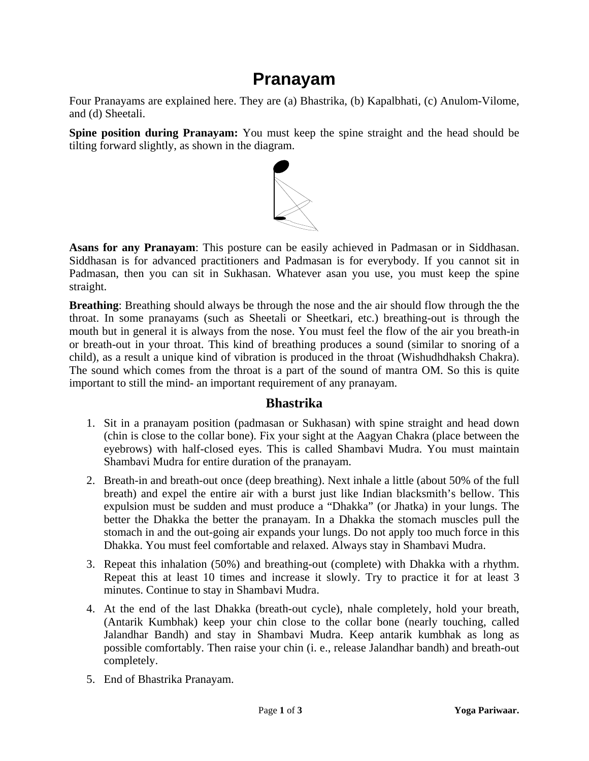# Pranayam

Four Pranayams are explained here. They are (a) Bhastrika, (b) Kapalbhati, (c) Anulom-Vilome, and (d) Sheetali.

**Spine position during Pranayam:** You must keep the spine straight and the head should be tilting forward slightly, as shown in the diagram.

**Asans for any Pranayam**: This posture can be easily achieved in Padmasan or in Siddhasan. Siddhasan is for advanced practitioners and Padmasan is for everybody. If you cannot sit in Padmasan, then you can sit in Sukhasan. Whatever asan you use, you must keep the spine straight.

**Breathing**: Breathing should always be through the nose and the air should flow through the the throat. In some pranayams (such as Sheetali or Sheetkari, etc.) breathing-out is through the mouth but in general it is always from the nose. You must feel the flow of the air you breath-in or breath-out in your throat. This kind of breathing produces a sound (similar to snoring of a child), as a result a unique kind of vibration is produced in the throat (Wishudhdhaksh Chakra). The sound which comes from the throat is a part of the sound of mantra OM. So this is quite important to still the mind- an important requirement of any pranayam.

## Bhastrika

1. Sit in a pranayam position (padmasan or Sukhasan) with spine straight and head down (chin is close to the collar bone). Fix your sight at the Aagyan Chakra (place between the eyebrows) with half-closed eyes. This is called Shambavi Mudra. You must maintain Shambavi Mudra for entire duration of the pranayam.
2. Breath-in and breath-out once (deep breathing). Next inhale a little (about 50% of the full breath) and expel the entire air with a burst just like Indian blacksmith's bellow. This expulsion must be sudden and must produce a "Dhakka" (or Jhatka) in your lungs. The better the Dhakka the better the pranayam. In a Dhakka the stomach muscles pull the stomach in and the out-going air expands your lungs. Do not apply too much force in this Dhakka. You must feel comfortable and relaxed. Always stay in Shambavi Mudra.
3. Repeat this inhalation (50%) and breathing-out (complete) with Dhakka with a rhythm. Repeat this at least 10 times and increase it slowly. Try to practice it for at least 3 minutes. Continue to stay in Shambavi Mudra.
4. At the end of the last Dhakka (breath-out cycle), nhale completely, hold your breath, (Antarik Kumbhak) keep your chin close to the collar bone (nearly touching, called Jalandhar Bandh) and stay in Shambavi Mudra. Keep antarik kumbhak as long as possible comfortably. Then raise your chin (i. e., release Jalandhar bandh) and breath-out completely.
5. End of Bhastrika Pranayam.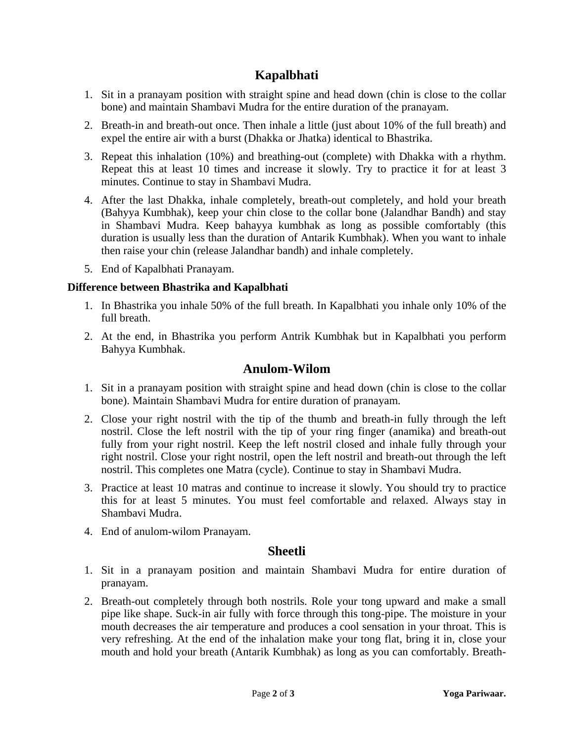## Kapalbhati

1. Sit in a pranayam position with straight spine and head down (chin is close to the collar bone) and maintain Shambavi Mudra for the entire duration of the pranayam.
2. Breath-in and breath-out once. Then inhale a little (just about 10% of the full breath) and expel the entire air with a burst (Dhakka or Jhatka) identical to Bhastrika.
3. Repeat this inhalation (10%) and breathing-out (complete) with Dhakka with a rhythm. Repeat this at least 10 times and increase it slowly. Try to practice it for at least 3 minutes. Continue to stay in Shambavi Mudra.
4. After the last Dhakka, inhale completely, breath-out completely, and hold your breath (Bahyya Kumbhak), keep your chin close to the collar bone (Jalandhar Bandh) and stay in Shambavi Mudra. Keep bahayya kumbhak as long as possible comfortably (this duration is usually less than the duration of Antarik Kumbhak). When you want to inhale then raise your chin (release Jalandhar bandh) and inhale completely.
5. End of Kapalbhati Pranayam.

**Difference between Bhastrika and Kapalbhati**

1. In Bhastrika you inhale 50% of the full breath. In Kapalbhati you inhale only 10% of the full breath.
2. At the end, in Bhastrika you perform Antrik Kumbhak but in Kapalbhati you perform Bahyya Kumbhak.

## Anulom-Wilom

1. Sit in a pranayam position with straight spine and head down (chin is close to the collar bone). Maintain Shambavi Mudra for entire duration of pranayam.
2. Close your right nostril with the tip of the thumb and breath-in fully through the left nostril. Close the left nostril with the tip of your ring finger (anamika) and breath-out fully from your right nostril. Keep the left nostril closed and inhale fully through your right nostril. Close your right nostril, open the left nostril and breath-out through the left nostril. This completes one Matra (cycle). Continue to stay in Shambavi Mudra.
3. Practice at least 10 matras and continue to increase it slowly. You should try to practice this for at least 5 minutes. You must feel comfortable and relaxed. Always stay in Shambavi Mudra.
4. End of anulom-wilom Pranayam.

## Sheetli

1. Sit in a pranayam position and maintain Shambavi Mudra for entire duration of pranayam.
2. Breath-out completely through both nostrils. Role your tong upward and make a small pipe like shape. Suck-in air fully with force through this tong-pipe. The moisture in your mouth decreases the air temperature and produces a cool sensation in your throat. This is very refreshing. At the end of the inhalation make your tong flat, bring it in, close your mouth and hold your breath (Antarik Kumbhak) as long as you can comfortably. Breath-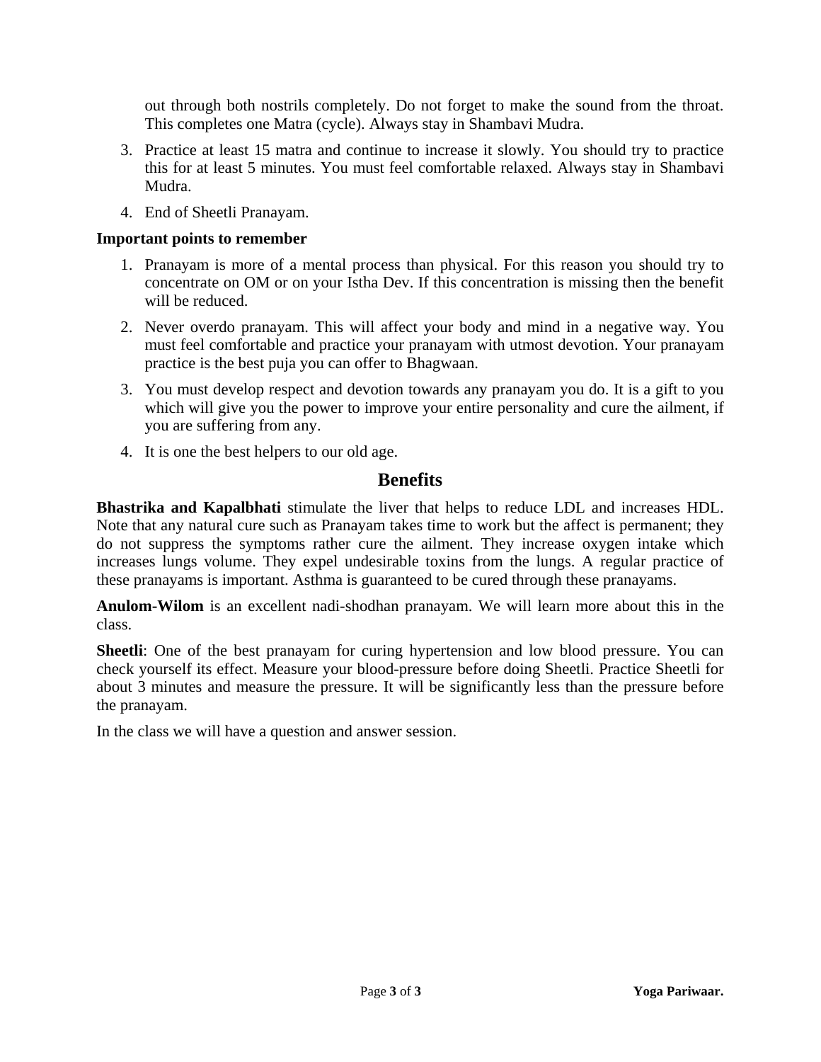out through both nostrils completely. Do not forget to make the sound from the throat. This completes one Matra (cycle). Always stay in Shambavi Mudra.

3. Practice at least 15 matra and continue to increase it slowly. You should try to practice this for at least 5 minutes. You must feel comfortable relaxed. Always stay in Shambavi Mudra.
4. End of Sheetli Pranayam.

**Important points to remember**

1. Pranayam is more of a mental process than physical. For this reason you should try to concentrate on OM or on your Istha Dev. If this concentration is missing then the benefit will be reduced.
2. Never overdo pranayam. This will affect your body and mind in a negative way. You must feel comfortable and practice your pranayam with utmost devotion. Your pranayam practice is the best puja you can offer to Bhagwaan.
3. You must develop respect and devotion towards any pranayam you do. It is a gift to you which will give you the power to improve your entire personality and cure the ailment, if you are suffering from any.
4. It is one the best helpers to our old age.

## Benefits

**Bhastrika and Kapalbhati** stimulate the liver that helps to reduce LDL and increases HDL. Note that any natural cure such as Pranayam takes time to work but the affect is permanent; they do not suppress the symptoms rather cure the ailment. They increase oxygen intake which increases lungs volume. They expel undesirable toxins from the lungs. A regular practice of these pranayams is important. Asthma is guaranteed to be cured through these pranayams.

**Anulom-Wilom** is an excellent nadi-shodhan pranayam. We will learn more about this in the class.

**Sheetli**: One of the best pranayam for curing hypertension and low blood pressure. You can check yourself its effect. Measure your blood-pressure before doing Sheetli. Practice Sheetli for about 3 minutes and measure the pressure. It will be significantly less than the pressure before the pranayam.

In the class we will have a question and answer session.